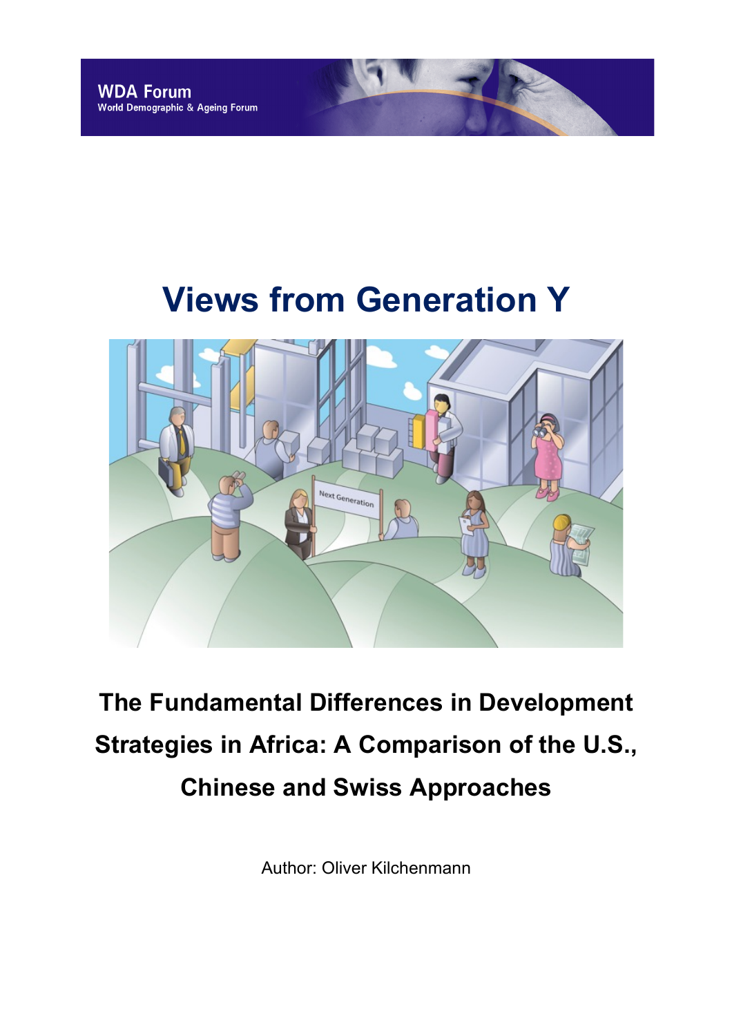WDA Forum
World Demographic & Ageing Forum

# Views from Generation Y

## The Fundamental Differences in Development Strategies in Africa: A Comparison of the U.S., Chinese and Swiss Approaches

Author: Oliver Kilchenmann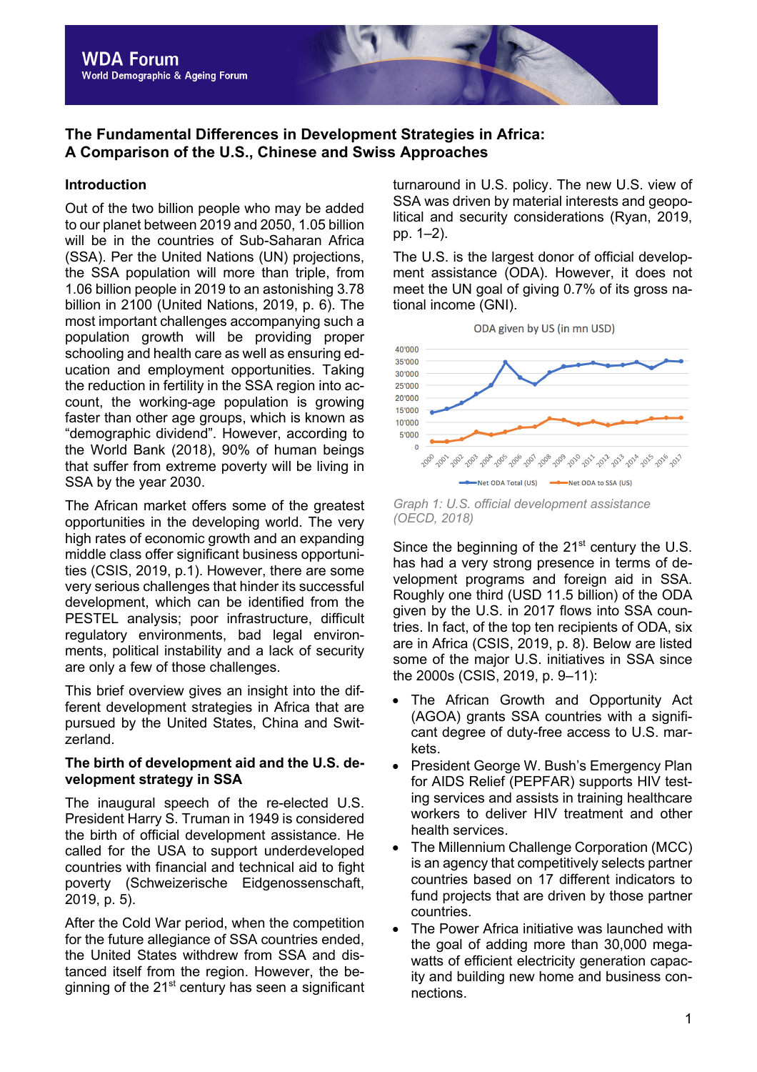# The Fundamental Differences in Development Strategies in Africa: A Comparison of the U.S., Chinese and Swiss Approaches

## Introduction

Out of the two billion people who may be added to our planet between 2019 and 2050, 1.05 billion will be in the countries of Sub-Saharan Africa (SSA). Per the United Nations (UN) projections, the SSA population will more than triple, from 1.06 billion people in 2019 to an astonishing 3.78 billion in 2100 (United Nations, 2019, p. 6). The most important challenges accompanying such a population growth will be providing proper schooling and health care as well as ensuring education and employment opportunities. Taking the reduction in fertility in the SSA region into account, the working-age population is growing faster than other age groups, which is known as "demographic dividend". However, according to the World Bank (2018), 90% of human beings that suffer from extreme poverty will be living in SSA by the year 2030.

The African market offers some of the greatest opportunities in the developing world. The very high rates of economic growth and an expanding middle class offer significant business opportunities (CSIS, 2019, p.1). However, there are some very serious challenges that hinder its successful development, which can be identified from the PESTEL analysis; poor infrastructure, difficult regulatory environments, bad legal environments, political instability and a lack of security are only a few of those challenges.

This brief overview gives an insight into the different development strategies in Africa that are pursued by the United States, China and Switzerland.

## The birth of development aid and the U.S. development strategy in SSA

The inaugural speech of the re-elected U.S. President Harry S. Truman in 1949 is considered the birth of official development assistance. He called for the USA to support underdeveloped countries with financial and technical aid to fight poverty (Schweizerische Eidgenossenschaft, 2019, p. 5).

After the Cold War period, when the competition for the future allegiance of SSA countries ended, the United States withdrew from SSA and distanced itself from the region. However, the beginning of the 21st century has seen a significant turnaround in U.S. policy. The new U.S. view of SSA was driven by material interests and geopolitical and security considerations (Ryan, 2019, pp. 1–2).

The U.S. is the largest donor of official development assistance (ODA). However, it does not meet the UN goal of giving 0.7% of its gross national income (GNI).

ODA given by US (in mn USD)

Graph 1: U.S. official development assistance (OECD, 2018)

Since the beginning of the 21st century the U.S. has had a very strong presence in terms of development programs and foreign aid in SSA. Roughly one third (USD 11.5 billion) of the ODA given by the U.S. in 2017 flows into SSA countries. In fact, of the top ten recipients of ODA, six are in Africa (CSIS, 2019, p. 8). Below are listed some of the major U.S. initiatives in SSA since the 2000s (CSIS, 2019, p. 9–11):

- The African Growth and Opportunity Act (AGOA) grants SSA countries with a significant degree of duty-free access to U.S. markets.
- President George W. Bush's Emergency Plan for AIDS Relief (PEPFAR) supports HIV testing services and assists in training healthcare workers to deliver HIV treatment and other health services.
- The Millennium Challenge Corporation (MCC) is an agency that competitively selects partner countries based on 17 different indicators to fund projects that are driven by those partner countries.
- The Power Africa initiative was launched with the goal of adding more than 30,000 megawatts of efficient electricity generation capacity and building new home and business connections.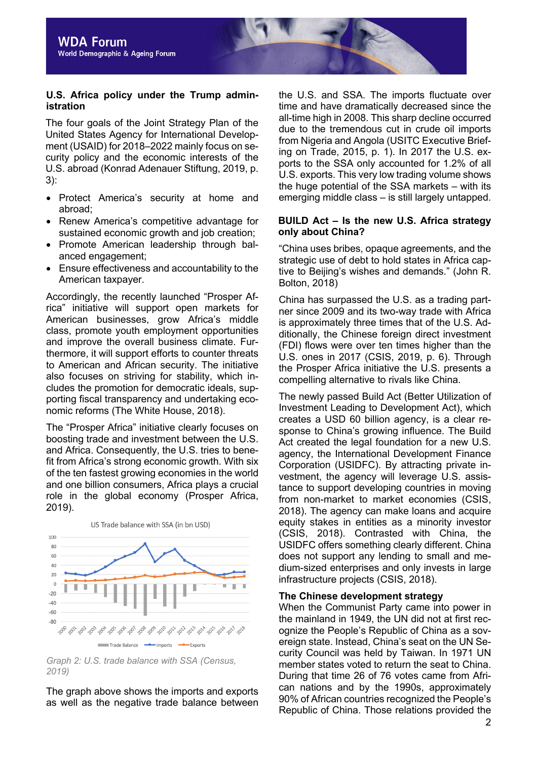### U.S. Africa policy under the Trump administration

The four goals of the Joint Strategy Plan of the United States Agency for International Development (USAID) for 2018–2022 mainly focus on security policy and the economic interests of the U.S. abroad (Konrad Adenauer Stiftung, 2019, p. 3):

- Protect America's security at home and abroad;
- Renew America's competitive advantage for sustained economic growth and job creation;
- Promote American leadership through balanced engagement;
- Ensure effectiveness and accountability to the American taxpayer.

Accordingly, the recently launched "Prosper Africa" initiative will support open markets for American businesses, grow Africa's middle class, promote youth employment opportunities and improve the overall business climate. Furthermore, it will support efforts to counter threats to American and African security. The initiative also focuses on striving for stability, which includes the promotion for democratic ideals, supporting fiscal transparency and undertaking economic reforms (The White House, 2018).

The "Prosper Africa" initiative clearly focuses on boosting trade and investment between the U.S. and Africa. Consequently, the U.S. tries to benefit from Africa's strong economic growth. With six of the ten fastest growing economies in the world and one billion consumers, Africa plays a crucial role in the global economy (Prosper Africa, 2019).

*Graph 2: U.S. trade balance with SSA (Census, 2019)*

The graph above shows the imports and exports as well as the negative trade balance between the U.S. and SSA. The imports fluctuate over time and have dramatically decreased since the all-time high in 2008. This sharp decline occurred due to the tremendous cut in crude oil imports from Nigeria and Angola (USITC Executive Briefing on Trade, 2015, p. 1). In 2017 the U.S. exports to the SSA only accounted for 1.2% of all U.S. exports. This very low trading volume shows the huge potential of the SSA markets – with its emerging middle class – is still largely untapped.

### BUILD Act – Is the new U.S. Africa strategy only about China?

"China uses bribes, opaque agreements, and the strategic use of debt to hold states in Africa captive to Beijing's wishes and demands." (John R. Bolton, 2018)

China has surpassed the U.S. as a trading partner since 2009 and its two-way trade with Africa is approximately three times that of the U.S. Additionally, the Chinese foreign direct investment (FDI) flows were over ten times higher than the U.S. ones in 2017 (CSIS, 2019, p. 6). Through the Prosper Africa initiative the U.S. presents a compelling alternative to rivals like China.

The newly passed Build Act (Better Utilization of Investment Leading to Development Act), which creates a USD 60 billion agency, is a clear response to China's growing influence. The Build Act created the legal foundation for a new U.S. agency, the International Development Finance Corporation (USIDFC). By attracting private investment, the agency will leverage U.S. assistance to support developing countries in moving from non-market to market economies (CSIS, 2018). The agency can make loans and acquire equity stakes in entities as a minority investor (CSIS, 2018). Contrasted with China, the USIDFC offers something clearly different. China does not support any lending to small and medium-sized enterprises and only invests in large infrastructure projects (CSIS, 2018).

### The Chinese development strategy

When the Communist Party came into power in the mainland in 1949, the UN did not at first recognize the People's Republic of China as a sovereign state. Instead, China's seat on the UN Security Council was held by Taiwan. In 1971 UN member states voted to return the seat to China. During that time 26 of 76 votes came from African nations and by the 1990s, approximately 90% of African countries recognized the People's Republic of China. Those relations provided the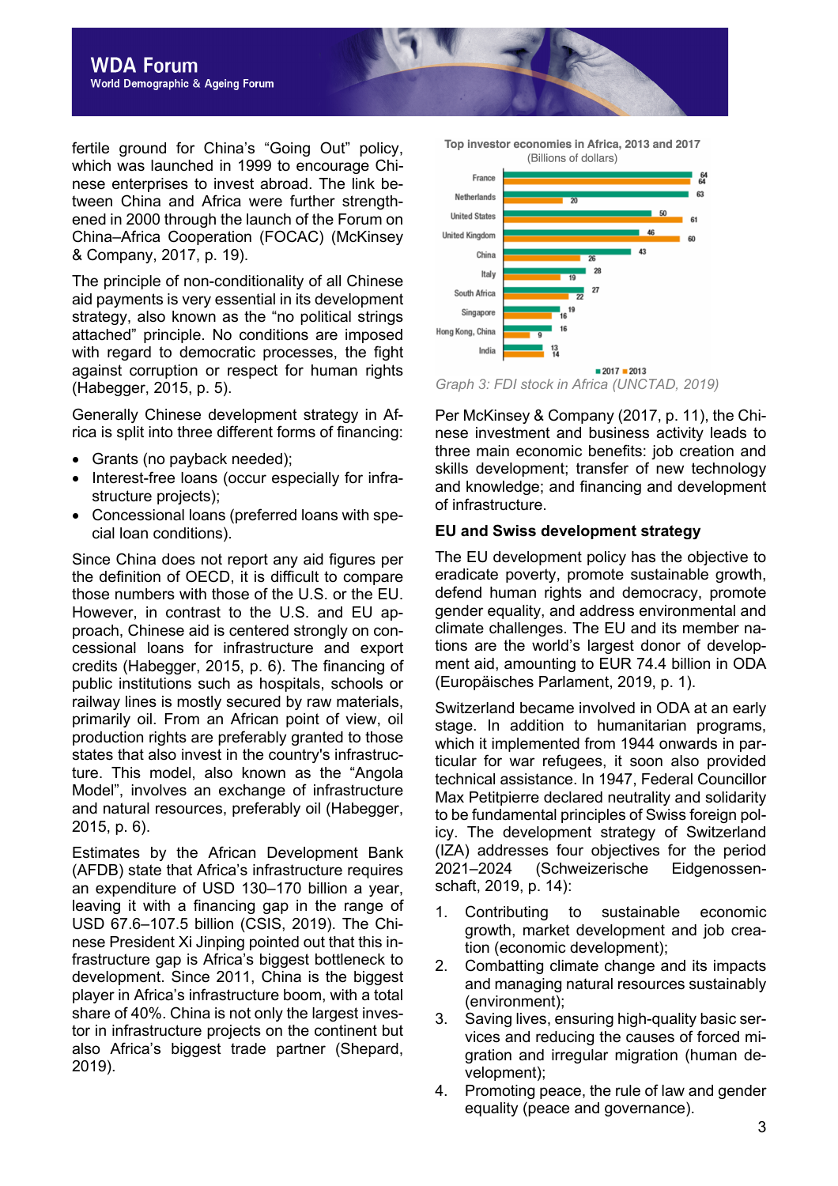fertile ground for China's "Going Out" policy, which was launched in 1999 to encourage Chinese enterprises to invest abroad. The link between China and Africa were further strengthened in 2000 through the launch of the Forum on China–Africa Cooperation (FOCAC) (McKinsey & Company, 2017, p. 19).

The principle of non-conditionality of all Chinese aid payments is very essential in its development strategy, also known as the "no political strings attached" principle. No conditions are imposed with regard to democratic processes, the fight against corruption or respect for human rights (Habegger, 2015, p. 5).

Generally Chinese development strategy in Africa is split into three different forms of financing:

- Grants (no payback needed);
- Interest-free loans (occur especially for infrastructure projects);
- Concessional loans (preferred loans with special loan conditions).

Since China does not report any aid figures per the definition of OECD, it is difficult to compare those numbers with those of the U.S. or the EU. However, in contrast to the U.S. and EU approach, Chinese aid is centered strongly on concessional loans for infrastructure and export credits (Habegger, 2015, p. 6). The financing of public institutions such as hospitals, schools or railway lines is mostly secured by raw materials, primarily oil. From an African point of view, oil production rights are preferably granted to those states that also invest in the country's infrastructure. This model, also known as the "Angola Model", involves an exchange of infrastructure and natural resources, preferably oil (Habegger, 2015, p. 6).

Estimates by the African Development Bank (AFDB) state that Africa's infrastructure requires an expenditure of USD 130–170 billion a year, leaving it with a financing gap in the range of USD 67.6–107.5 billion (CSIS, 2019). The Chinese President Xi Jinping pointed out that this infrastructure gap is Africa's biggest bottleneck to development. Since 2011, China is the biggest player in Africa's infrastructure boom, with a total share of 40%. China is not only the largest investor in infrastructure projects on the continent but also Africa's biggest trade partner (Shepard, 2019).

**Top investor economies in Africa, 2013 and 2017**
(Billions of dollars)

| Economy | 2017 | 2013 |
|---|---|---|
| France | 64 | 64 |
| Netherlands | 63 | 20 |
| United States | 50 | 61 |
| United Kingdom | 46 | 60 |
| China | 43 | 26 |
| Italy | 28 | 19 |
| South Africa | 27 | 22 |
| Singapore | 19 | 16 |
| Hong Kong, China | 16 | 9 |
| India | 13 | 14 |

*Graph 3: FDI stock in Africa (UNCTAD, 2019)*

Per McKinsey & Company (2017, p. 11), the Chinese investment and business activity leads to three main economic benefits: job creation and skills development; transfer of new technology and knowledge; and financing and development of infrastructure.

### EU and Swiss development strategy

The EU development policy has the objective to eradicate poverty, promote sustainable growth, defend human rights and democracy, promote gender equality, and address environmental and climate challenges. The EU and its member nations are the world's largest donor of development aid, amounting to EUR 74.4 billion in ODA (Europäisches Parlament, 2019, p. 1).

Switzerland became involved in ODA at an early stage. In addition to humanitarian programs, which it implemented from 1944 onwards in particular for war refugees, it soon also provided technical assistance. In 1947, Federal Councillor Max Petitpierre declared neutrality and solidarity to be fundamental principles of Swiss foreign policy. The development strategy of Switzerland (IZA) addresses four objectives for the period 2021–2024 (Schweizerische Eidgenossenschaft, 2019, p. 14):

1. Contributing to sustainable economic growth, market development and job creation (economic development);
2. Combatting climate change and its impacts and managing natural resources sustainably (environment);
3. Saving lives, ensuring high-quality basic services and reducing the causes of forced migration and irregular migration (human development);
4. Promoting peace, the rule of law and gender equality (peace and governance).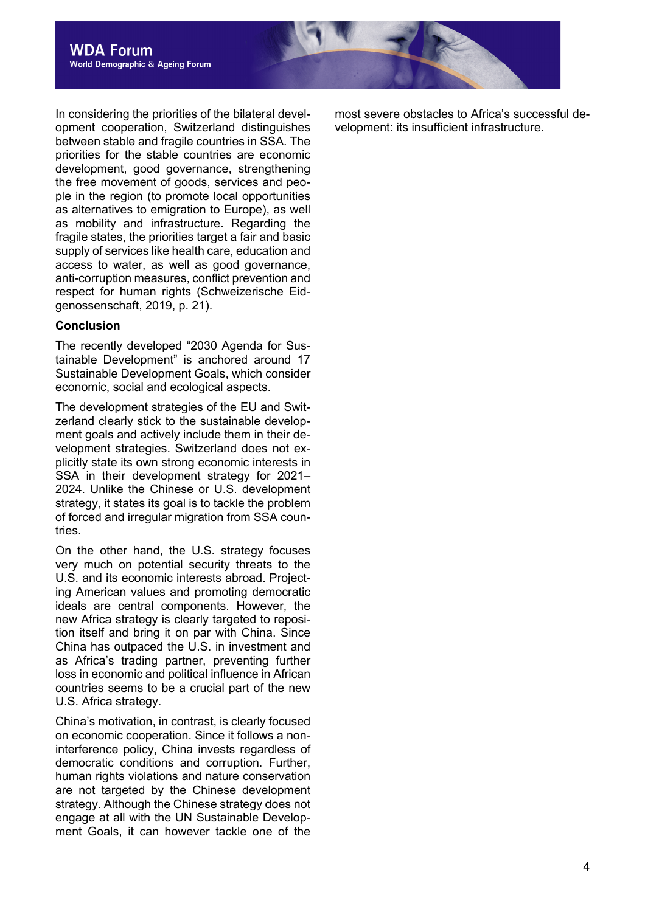In considering the priorities of the bilateral development cooperation, Switzerland distinguishes between stable and fragile countries in SSA. The priorities for the stable countries are economic development, good governance, strengthening the free movement of goods, services and people in the region (to promote local opportunities as alternatives to emigration to Europe), as well as mobility and infrastructure. Regarding the fragile states, the priorities target a fair and basic supply of services like health care, education and access to water, as well as good governance, anti-corruption measures, conflict prevention and respect for human rights (Schweizerische Eidgenossenschaft, 2019, p. 21).

**Conclusion**

The recently developed "2030 Agenda for Sustainable Development" is anchored around 17 Sustainable Development Goals, which consider economic, social and ecological aspects.

The development strategies of the EU and Switzerland clearly stick to the sustainable development goals and actively include them in their development strategies. Switzerland does not explicitly state its own strong economic interests in SSA in their development strategy for 2021–2024. Unlike the Chinese or U.S. development strategy, it states its goal is to tackle the problem of forced and irregular migration from SSA countries.

On the other hand, the U.S. strategy focuses very much on potential security threats to the U.S. and its economic interests abroad. Projecting American values and promoting democratic ideals are central components. However, the new Africa strategy is clearly targeted to reposition itself and bring it on par with China. Since China has outpaced the U.S. in investment and as Africa's trading partner, preventing further loss in economic and political influence in African countries seems to be a crucial part of the new U.S. Africa strategy.

China's motivation, in contrast, is clearly focused on economic cooperation. Since it follows a non-interference policy, China invests regardless of democratic conditions and corruption. Further, human rights violations and nature conservation are not targeted by the Chinese development strategy. Although the Chinese strategy does not engage at all with the UN Sustainable Development Goals, it can however tackle one of the most severe obstacles to Africa's successful development: its insufficient infrastructure.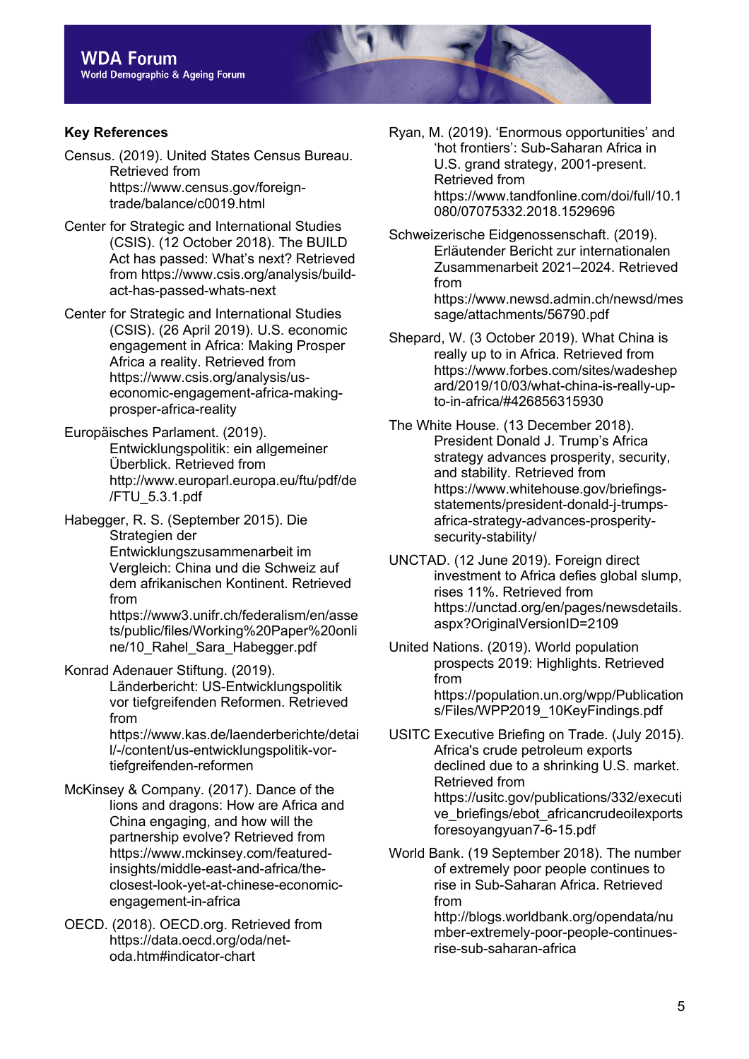**Key References**

Census. (2019). United States Census Bureau. Retrieved from https://www.census.gov/foreign-trade/balance/c0019.html

Center for Strategic and International Studies (CSIS). (12 October 2018). The BUILD Act has passed: What's next? Retrieved from https://www.csis.org/analysis/build-act-has-passed-whats-next

Center for Strategic and International Studies (CSIS). (26 April 2019). U.S. economic engagement in Africa: Making Prosper Africa a reality. Retrieved from https://www.csis.org/analysis/us-economic-engagement-africa-making-prosper-africa-reality

Europäisches Parlament. (2019). Entwicklungspolitik: ein allgemeiner Überblick. Retrieved from http://www.europarl.europa.eu/ftu/pdf/de/FTU_5.3.1.pdf

Habegger, R. S. (September 2015). Die Strategien der Entwicklungszusammenarbeit im Vergleich: China und die Schweiz auf dem afrikanischen Kontinent. Retrieved from https://www3.unifr.ch/federalism/en/assets/public/files/Working%20Paper%20online/10_Rahel_Sara_Habegger.pdf

Konrad Adenauer Stiftung. (2019). Länderbericht: US-Entwicklungspolitik vor tiefgreifenden Reformen. Retrieved from https://www.kas.de/laenderberichte/detail/-/content/us-entwicklungspolitik-vor-tiefgreifenden-reformen

McKinsey & Company. (2017). Dance of the lions and dragons: How are Africa and China engaging, and how will the partnership evolve? Retrieved from https://www.mckinsey.com/featured-insights/middle-east-and-africa/the-closest-look-yet-at-chinese-economic-engagement-in-africa

OECD. (2018). OECD.org. Retrieved from https://data.oecd.org/oda/net-oda.htm#indicator-chart

Ryan, M. (2019). 'Enormous opportunities' and 'hot frontiers': Sub-Saharan Africa in U.S. grand strategy, 2001-present. Retrieved from https://www.tandfonline.com/doi/full/10.1080/07075332.2018.1529696

Schweizerische Eidgenossenschaft. (2019). Erläutender Bericht zur internationalen Zusammenarbeit 2021–2024. Retrieved from https://www.newsd.admin.ch/newsd/message/attachments/56790.pdf

Shepard, W. (3 October 2019). What China is really up to in Africa. Retrieved from https://www.forbes.com/sites/wadeshepard/2019/10/03/what-china-is-really-up-to-in-africa/#426856315930

The White House. (13 December 2018). President Donald J. Trump's Africa strategy advances prosperity, security, and stability. Retrieved from https://www.whitehouse.gov/briefings-statements/president-donald-j-trumps-africa-strategy-advances-prosperity-security-stability/

UNCTAD. (12 June 2019). Foreign direct investment to Africa defies global slump, rises 11%. Retrieved from https://unctad.org/en/pages/newsdetails.aspx?OriginalVersionID=2109

United Nations. (2019). World population prospects 2019: Highlights. Retrieved from https://population.un.org/wpp/Publications/Files/WPP2019_10KeyFindings.pdf

USITC Executive Briefing on Trade. (July 2015). Africa's crude petroleum exports declined due to a shrinking U.S. market. Retrieved from https://usitc.gov/publications/332/executive_briefings/ebot_africancrudeoilexportsforesoyangyuan7-6-15.pdf

World Bank. (19 September 2018). The number of extremely poor people continues to rise in Sub-Saharan Africa. Retrieved from http://blogs.worldbank.org/opendata/number-extremely-poor-people-continues-rise-sub-saharan-africa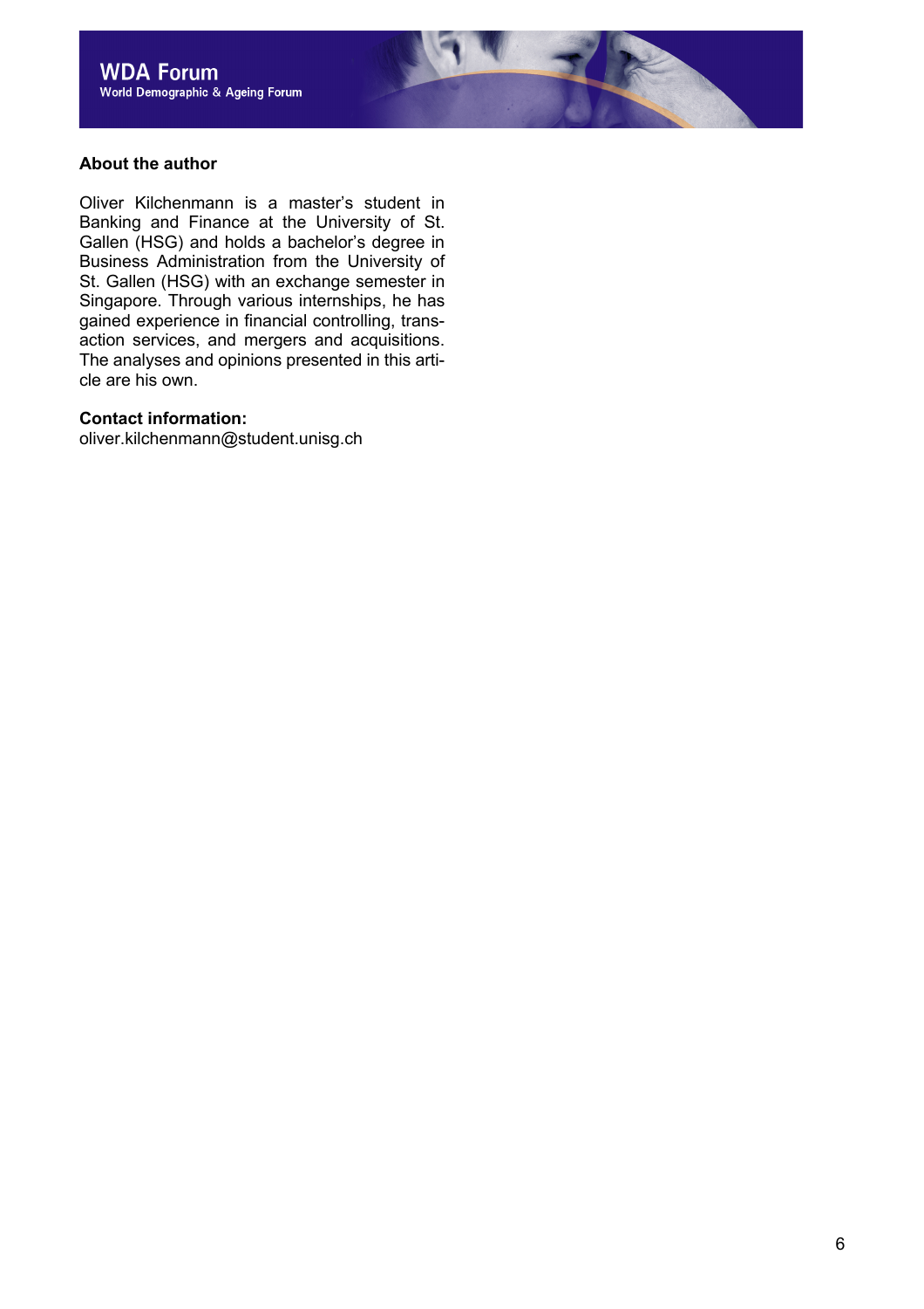### About the author

Oliver Kilchenmann is a master's student in Banking and Finance at the University of St. Gallen (HSG) and holds a bachelor's degree in Business Administration from the University of St. Gallen (HSG) with an exchange semester in Singapore. Through various internships, he has gained experience in financial controlling, transaction services, and mergers and acquisitions. The analyses and opinions presented in this article are his own.

**Contact information:**
oliver.kilchenmann@student.unisg.ch